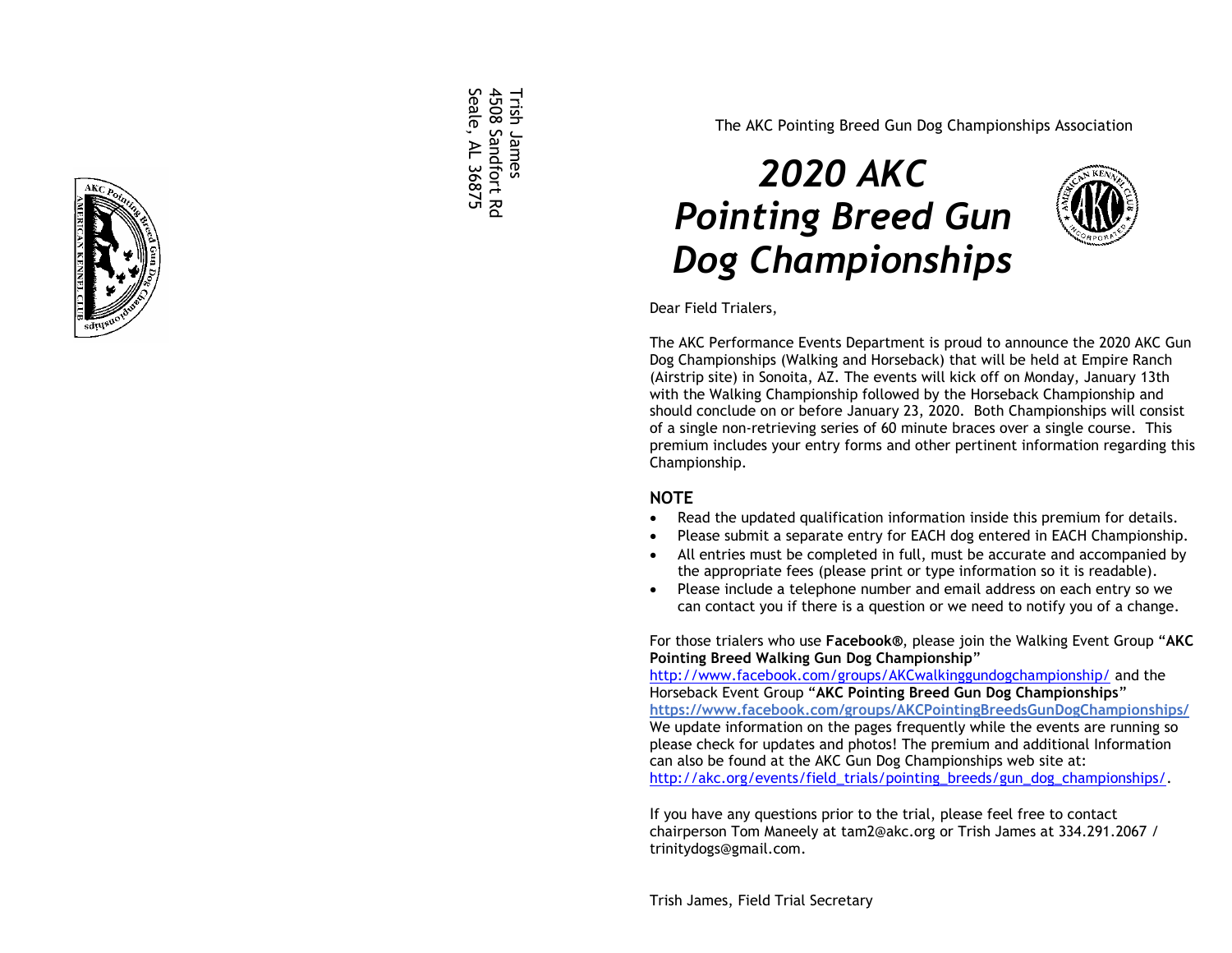Trish James
4508 Sandfort Rd
Seale, AL 36875

The AKC Pointing Breed Gun Dog Championships Association

# *2020 AKC Pointing Breed Gun Dog Championships*

Dear Field Trialers,

The AKC Performance Events Department is proud to announce the 2020 AKC Gun Dog Championships (Walking and Horseback) that will be held at Empire Ranch (Airstrip site) in Sonoita, AZ. The events will kick off on Monday, January 13th with the Walking Championship followed by the Horseback Championship and should conclude on or before January 23, 2020. Both Championships will consist of a single non-retrieving series of 60 minute braces over a single course. This premium includes your entry forms and other pertinent information regarding this Championship.

## NOTE

- Read the updated qualification information inside this premium for details.
- Please submit a separate entry for EACH dog entered in EACH Championship.
- All entries must be completed in full, must be accurate and accompanied by the appropriate fees (please print or type information so it is readable).
- Please include a telephone number and email address on each entry so we can contact you if there is a question or we need to notify you of a change.

For those trialers who use **Facebook®**, please join the Walking Event Group "**AKC Pointing Breed Walking Gun Dog Championship**" http://www.facebook.com/groups/AKCwalkinggundogchampionship/ and the Horseback Event Group "**AKC Pointing Breed Gun Dog Championships**" **https://www.facebook.com/groups/AKCPointingBreedsGunDogChampionships/** We update information on the pages frequently while the events are running so please check for updates and photos! The premium and additional Information can also be found at the AKC Gun Dog Championships web site at: http://akc.org/events/field_trials/pointing_breeds/gun_dog_championships/.

If you have any questions prior to the trial, please feel free to contact chairperson Tom Maneely at tam2@akc.org or Trish James at 334.291.2067 / trinitydogs@gmail.com.

Trish James, Field Trial Secretary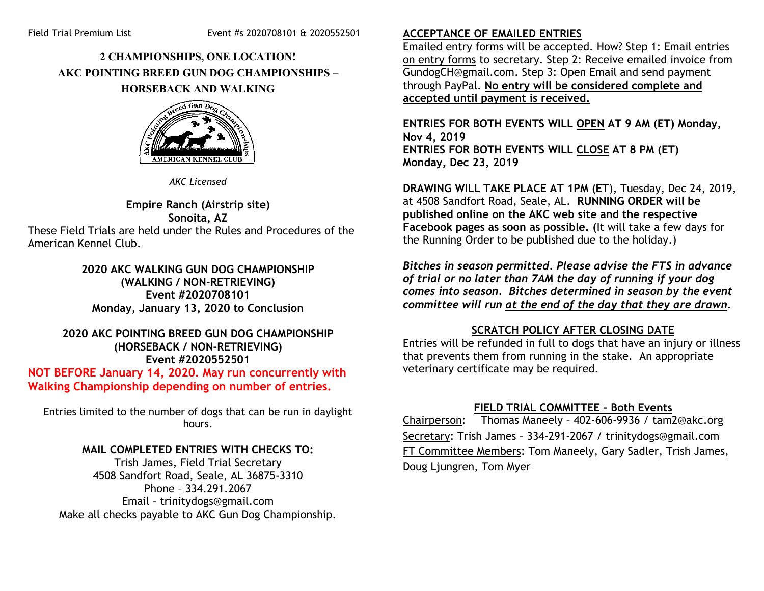# 2 CHAMPIONSHIPS, ONE LOCATION!

## AKC POINTING BREED GUN DOG CHAMPIONSHIPS – HORSEBACK AND WALKING

*AKC Licensed*

**Empire Ranch (Airstrip site)**
**Sonoita, AZ**

These Field Trials are held under the Rules and Procedures of the American Kennel Club.

**2020 AKC WALKING GUN DOG CHAMPIONSHIP**
**(WALKING / NON-RETRIEVING)**
**Event #2020708101**
**Monday, January 13, 2020 to Conclusion**

**2020 AKC POINTING BREED GUN DOG CHAMPIONSHIP**
**(HORSEBACK / NON-RETRIEVING)**
**Event #2020552501**

**NOT BEFORE January 14, 2020. May run concurrently with Walking Championship depending on number of entries.**

Entries limited to the number of dogs that can be run in daylight hours.

**MAIL COMPLETED ENTRIES WITH CHECKS TO:**

Trish James, Field Trial Secretary
4508 Sandfort Road, Seale, AL 36875-3310
Phone – 334.291.2067
Email – trinitydogs@gmail.com
Make all checks payable to AKC Gun Dog Championship.

## ACCEPTANCE OF EMAILED ENTRIES

Emailed entry forms will be accepted. How? Step 1: Email entries on entry forms to secretary. Step 2: Receive emailed invoice from GundogCH@gmail.com. Step 3: Open Email and send payment through PayPal. **No entry will be considered complete and accepted until payment is received.**

**ENTRIES FOR BOTH EVENTS WILL OPEN AT 9 AM (ET) Monday, Nov 4, 2019**
**ENTRIES FOR BOTH EVENTS WILL CLOSE AT 8 PM (ET) Monday, Dec 23, 2019**

**DRAWING WILL TAKE PLACE AT 1PM (ET**), Tuesday, Dec 24, 2019, at 4508 Sandfort Road, Seale, AL. **RUNNING ORDER will be published online on the AKC web site and the respective Facebook pages as soon as possible. (**It will take a few days for the Running Order to be published due to the holiday.)

***Bitches in season permitted. Please advise the FTS in advance of trial or no later than 7AM the day of running if your dog comes into season. Bitches determined in season by the event committee will run at the end of the day that they are drawn.***

## SCRATCH POLICY AFTER CLOSING DATE

Entries will be refunded in full to dogs that have an injury or illness that prevents them from running in the stake. An appropriate veterinary certificate may be required.

## FIELD TRIAL COMMITTEE – Both Events

Chairperson: Thomas Maneely – 402-606-9936 / tam2@akc.org
Secretary: Trish James – 334-291-2067 / trinitydogs@gmail.com
FT Committee Members: Tom Maneely, Gary Sadler, Trish James, Doug Ljungren, Tom Myer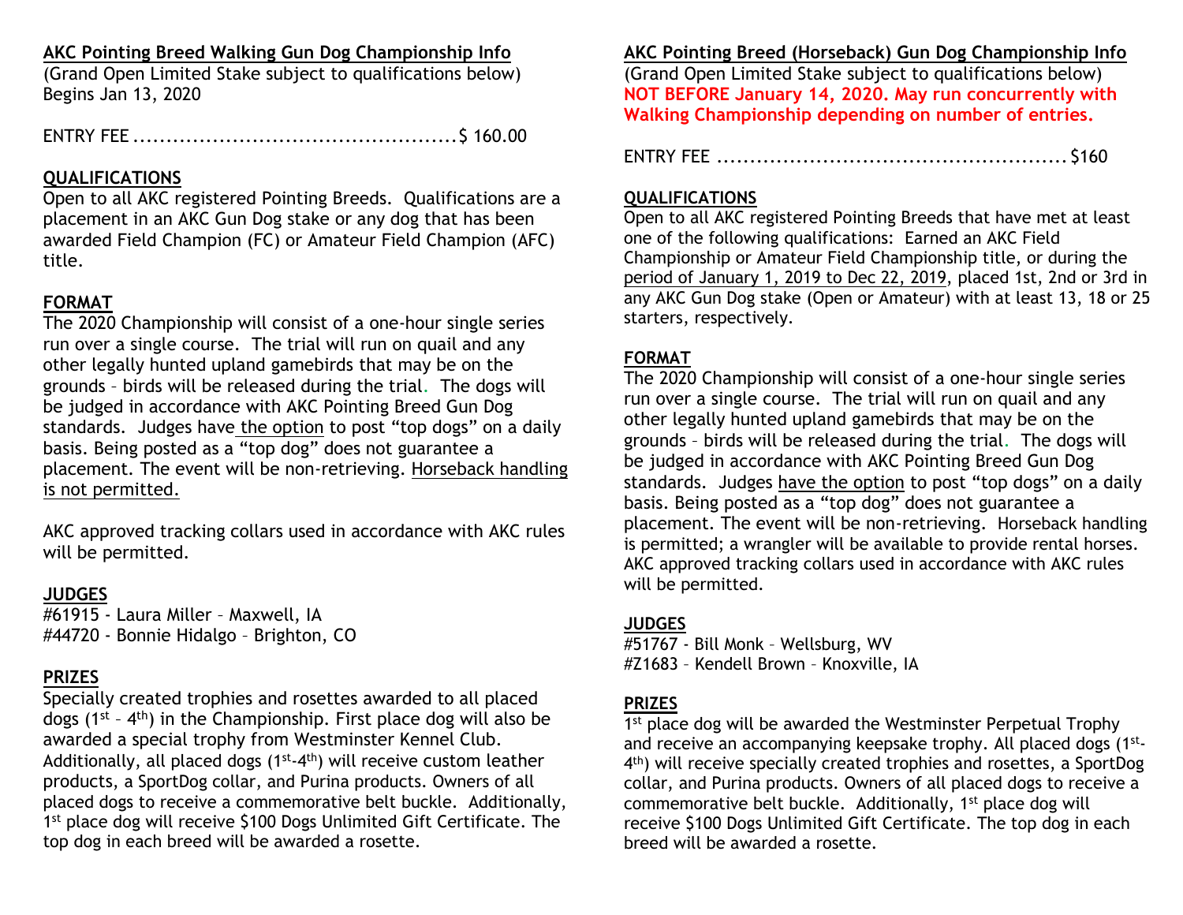## AKC Pointing Breed Walking Gun Dog Championship Info

(Grand Open Limited Stake subject to qualifications below)
Begins Jan 13, 2020

ENTRY FEE ................................................$ 160.00

### QUALIFICATIONS

Open to all AKC registered Pointing Breeds. Qualifications are a placement in an AKC Gun Dog stake or any dog that has been awarded Field Champion (FC) or Amateur Field Champion (AFC) title.

### FORMAT

The 2020 Championship will consist of a one-hour single series run over a single course. The trial will run on quail and any other legally hunted upland gamebirds that may be on the grounds – birds will be released during the trial. The dogs will be judged in accordance with AKC Pointing Breed Gun Dog standards. Judges have the option to post "top dogs" on a daily basis. Being posted as a "top dog" does not guarantee a placement. The event will be non-retrieving. Horseback handling is not permitted.

AKC approved tracking collars used in accordance with AKC rules will be permitted.

### JUDGES

#61915 - Laura Miller – Maxwell, IA
#44720 - Bonnie Hidalgo – Brighton, CO

### PRIZES

Specially created trophies and rosettes awarded to all placed dogs (1st – 4th) in the Championship. First place dog will also be awarded a special trophy from Westminster Kennel Club. Additionally, all placed dogs (1st-4th) will receive custom leather products, a SportDog collar, and Purina products. Owners of all placed dogs to receive a commemorative belt buckle. Additionally, 1st place dog will receive $100 Dogs Unlimited Gift Certificate. The top dog in each breed will be awarded a rosette.

## AKC Pointing Breed (Horseback) Gun Dog Championship Info

(Grand Open Limited Stake subject to qualifications below)
**NOT BEFORE January 14, 2020. May run concurrently with Walking Championship depending on number of entries.**

ENTRY FEE ....................................................$160

### QUALIFICATIONS

Open to all AKC registered Pointing Breeds that have met at least one of the following qualifications: Earned an AKC Field Championship or Amateur Field Championship title, or during the period of January 1, 2019 to Dec 22, 2019, placed 1st, 2nd or 3rd in any AKC Gun Dog stake (Open or Amateur) with at least 13, 18 or 25 starters, respectively.

### FORMAT

The 2020 Championship will consist of a one-hour single series run over a single course. The trial will run on quail and any other legally hunted upland gamebirds that may be on the grounds – birds will be released during the trial. The dogs will be judged in accordance with AKC Pointing Breed Gun Dog standards. Judges have the option to post "top dogs" on a daily basis. Being posted as a "top dog" does not guarantee a placement. The event will be non-retrieving. Horseback handling is permitted; a wrangler will be available to provide rental horses. AKC approved tracking collars used in accordance with AKC rules will be permitted.

### JUDGES

#51767 - Bill Monk – Wellsburg, WV
#Z1683 – Kendell Brown – Knoxville, IA

### PRIZES

1st place dog will be awarded the Westminster Perpetual Trophy and receive an accompanying keepsake trophy. All placed dogs (1st-4th) will receive specially created trophies and rosettes, a SportDog collar, and Purina products. Owners of all placed dogs to receive a commemorative belt buckle. Additionally, 1st place dog will receive $100 Dogs Unlimited Gift Certificate. The top dog in each breed will be awarded a rosette.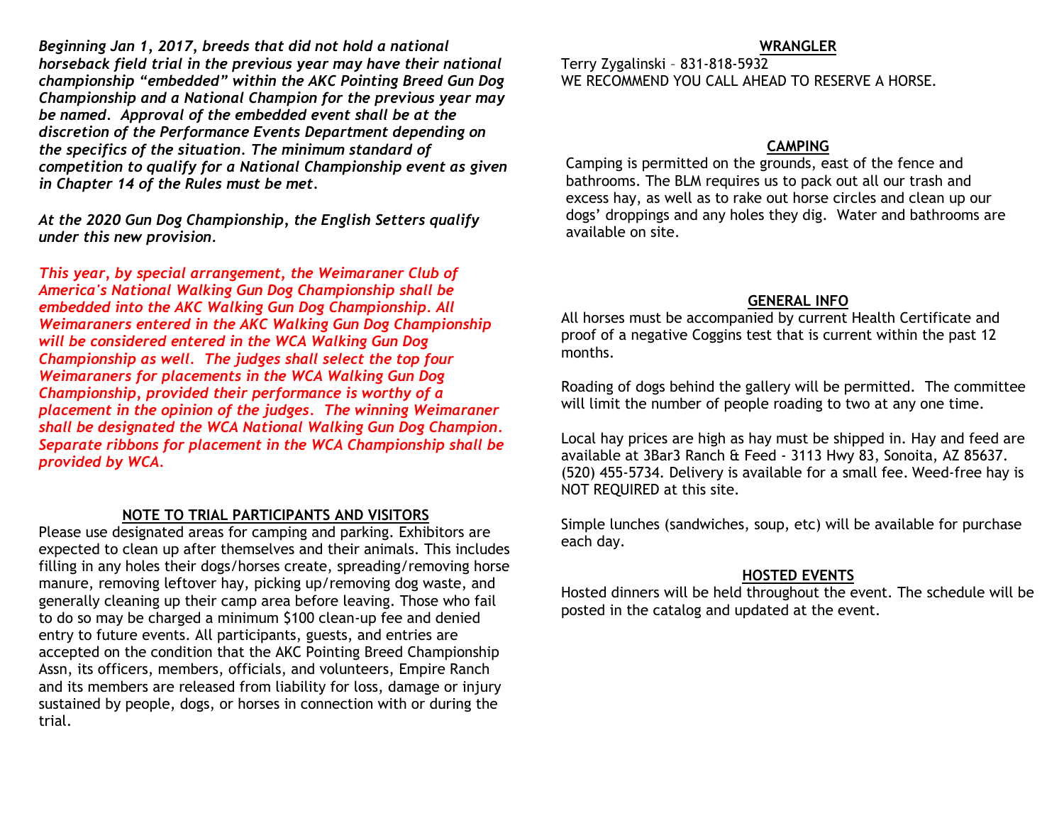*Beginning Jan 1, 2017, breeds that did not hold a national horseback field trial in the previous year may have their national championship "embedded" within the AKC Pointing Breed Gun Dog Championship and a National Champion for the previous year may be named. Approval of the embedded event shall be at the discretion of the Performance Events Department depending on the specifics of the situation. The minimum standard of competition to qualify for a National Championship event as given in Chapter 14 of the Rules must be met.*

*At the 2020 Gun Dog Championship, the English Setters qualify under this new provision.*

*This year, by special arrangement, the Weimaraner Club of America's National Walking Gun Dog Championship shall be embedded into the AKC Walking Gun Dog Championship. All Weimaraners entered in the AKC Walking Gun Dog Championship will be considered entered in the WCA Walking Gun Dog Championship as well. The judges shall select the top four Weimaraners for placements in the WCA Walking Gun Dog Championship, provided their performance is worthy of a placement in the opinion of the judges. The winning Weimaraner shall be designated the WCA National Walking Gun Dog Champion. Separate ribbons for placement in the WCA Championship shall be provided by WCA.*

## NOTE TO TRIAL PARTICIPANTS AND VISITORS

Please use designated areas for camping and parking. Exhibitors are expected to clean up after themselves and their animals. This includes filling in any holes their dogs/horses create, spreading/removing horse manure, removing leftover hay, picking up/removing dog waste, and generally cleaning up their camp area before leaving. Those who fail to do so may be charged a minimum $100 clean-up fee and denied entry to future events. All participants, guests, and entries are accepted on the condition that the AKC Pointing Breed Championship Assn, its officers, members, officials, and volunteers, Empire Ranch and its members are released from liability for loss, damage or injury sustained by people, dogs, or horses in connection with or during the trial.

## WRANGLER

Terry Zygalinski – 831-818-5932
WE RECOMMEND YOU CALL AHEAD TO RESERVE A HORSE.

## CAMPING

Camping is permitted on the grounds, east of the fence and bathrooms. The BLM requires us to pack out all our trash and excess hay, as well as to rake out horse circles and clean up our dogs' droppings and any holes they dig. Water and bathrooms are available on site.

## GENERAL INFO

All horses must be accompanied by current Health Certificate and proof of a negative Coggins test that is current within the past 12 months.

Roading of dogs behind the gallery will be permitted. The committee will limit the number of people roading to two at any one time.

Local hay prices are high as hay must be shipped in. Hay and feed are available at 3Bar3 Ranch & Feed - 3113 Hwy 83, Sonoita, AZ 85637. (520) 455-5734. Delivery is available for a small fee. Weed-free hay is NOT REQUIRED at this site.

Simple lunches (sandwiches, soup, etc) will be available for purchase each day.

## HOSTED EVENTS

Hosted dinners will be held throughout the event. The schedule will be posted in the catalog and updated at the event.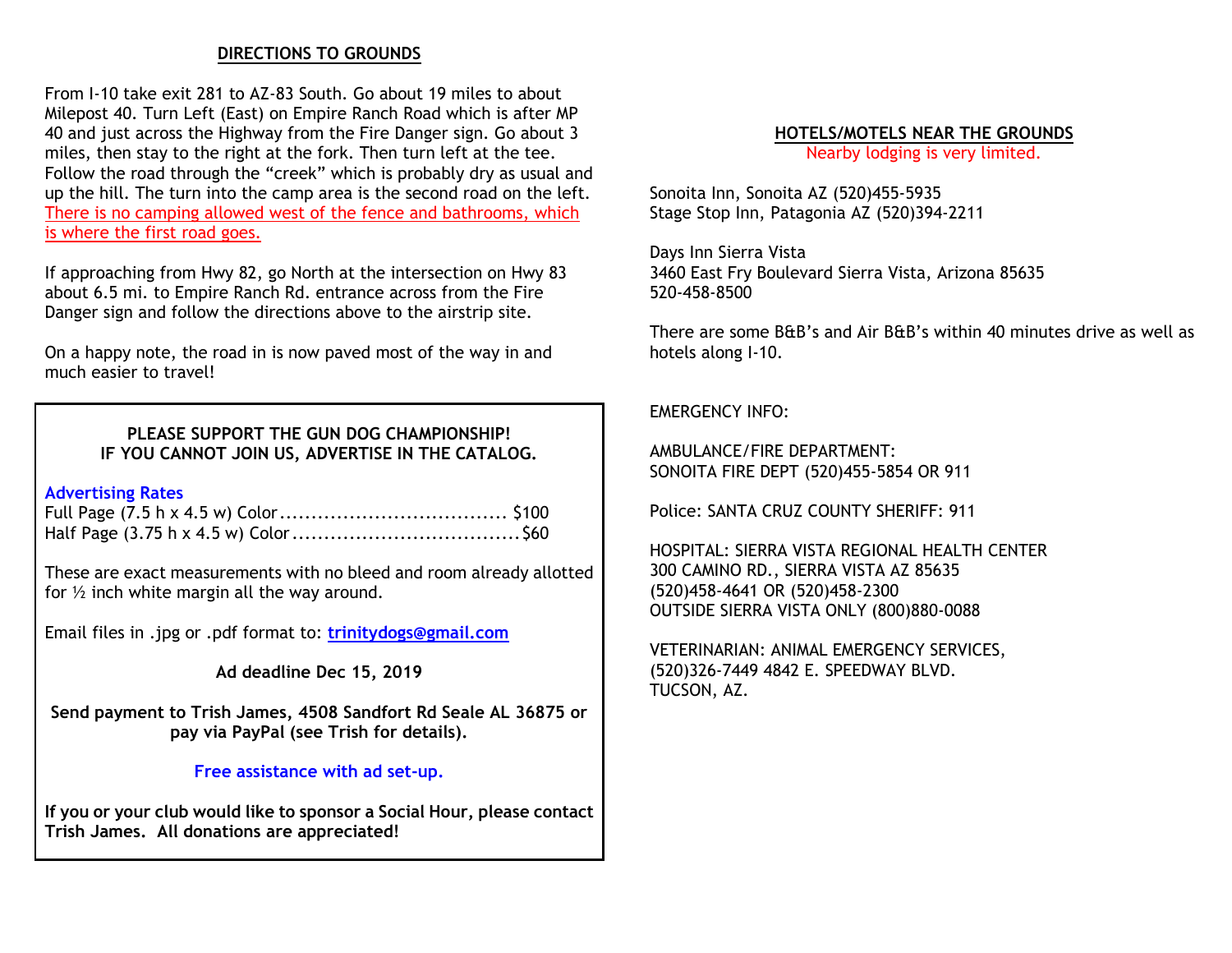## DIRECTIONS TO GROUNDS

From I-10 take exit 281 to AZ-83 South. Go about 19 miles to about Milepost 40. Turn Left (East) on Empire Ranch Road which is after MP 40 and just across the Highway from the Fire Danger sign. Go about 3 miles, then stay to the right at the fork. Then turn left at the tee. Follow the road through the "creek" which is probably dry as usual and up the hill. The turn into the camp area is the second road on the left. There is no camping allowed west of the fence and bathrooms, which is where the first road goes.

If approaching from Hwy 82, go North at the intersection on Hwy 83 about 6.5 mi. to Empire Ranch Rd. entrance across from the Fire Danger sign and follow the directions above to the airstrip site.

On a happy note, the road in is now paved most of the way in and much easier to travel!

**PLEASE SUPPORT THE GUN DOG CHAMPIONSHIP!**
**IF YOU CANNOT JOIN US, ADVERTISE IN THE CATALOG.**

**Advertising Rates**

Full Page (7.5 h x 4.5 w) Color .................................... $100
Half Page (3.75 h x 4.5 w) Color .................................... $60

These are exact measurements with no bleed and room already allotted for ½ inch white margin all the way around.

Email files in .jpg or .pdf format to: **trinitydogs@gmail.com**

**Ad deadline Dec 15, 2019**

**Send payment to Trish James, 4508 Sandfort Rd Seale AL 36875 or pay via PayPal (see Trish for details).**

**Free assistance with ad set-up.**

**If you or your club would like to sponsor a Social Hour, please contact Trish James. All donations are appreciated!**

## HOTELS/MOTELS NEAR THE GROUNDS

Nearby lodging is very limited.

Sonoita Inn, Sonoita AZ (520)455-5935
Stage Stop Inn, Patagonia AZ (520)394-2211

Days Inn Sierra Vista
3460 East Fry Boulevard Sierra Vista, Arizona 85635
520-458-8500

There are some B&B's and Air B&B's within 40 minutes drive as well as hotels along I-10.

EMERGENCY INFO:

AMBULANCE/FIRE DEPARTMENT:
SONOITA FIRE DEPT (520)455-5854 OR 911

Police: SANTA CRUZ COUNTY SHERIFF: 911

HOSPITAL: SIERRA VISTA REGIONAL HEALTH CENTER
300 CAMINO RD., SIERRA VISTA AZ 85635
(520)458-4641 OR (520)458-2300
OUTSIDE SIERRA VISTA ONLY (800)880-0088

VETERINARIAN: ANIMAL EMERGENCY SERVICES,
(520)326-7449 4842 E. SPEEDWAY BLVD.
TUCSON, AZ.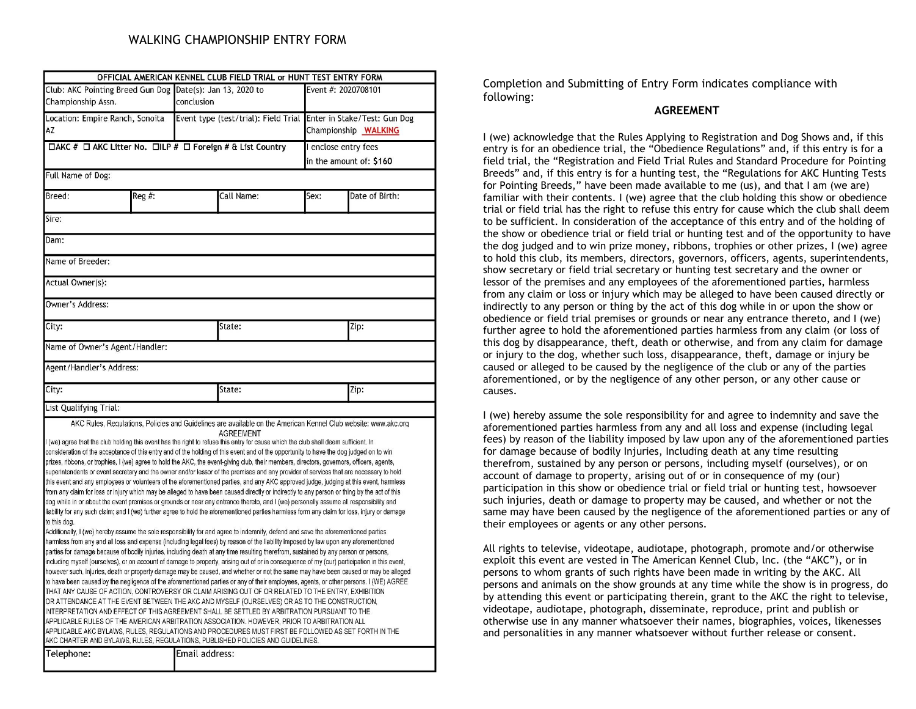# WALKING CHAMPIONSHIP ENTRY FORM

| OFFICIAL AMERICAN KENNEL CLUB FIELD TRIAL or HUNT TEST ENTRY FORM | | | | | |
|---|---|---|---|---|---|
| Club: AKC Pointing Breed Gun Dog Championship Assn. | | Date(s): Jan 13, 2020 to conclusion | | Event #: 2020708101 | |
| Location: Empire Ranch, Sonoita AZ | | Event type (test/trial): Field Trial | | Enter in Stake/Test: Gun Dog Championship WALKING | |
| ☐AKC # ☐ AKC Litter No. ☐ILP # ☐ Foreign # & List Country | | | | I enclose entry fees in the amount of: $160 | |
| Full Name of Dog: | | | | | |
| Breed: | Reg #: | Call Name: | | Sex: | Date of Birth: |
| Sire: | | | | | |
| Dam: | | | | | |
| Name of Breeder: | | | | | |
| Actual Owner(s): | | | | | |
| Owner's Address: | | | | | |
| City: | | State: | | Zip: | |
| Name of Owner's Agent/Handler: | | | | | |
| Agent/Handler's Address: | | | | | |
| City: | | State: | | Zip: | |
| List Qualifying Trial: | | | | | |

AKC Rules, Regulations, Policies and Guidelines are available on the American Kennel Club website: www.akc.org

AGREEMENT

I (we) agree that the club holding this event has the right to refuse this entry for cause which the club shall deem sufficient. In consideration of the acceptance of this entry and of the holding of this event and of the opportunity to have the dog judged on to win prizes, ribbons, or trophies, I (we) agree to hold the AKC, the event-giving club, their members, directors, governors, officers, agents, superintendents or event secretary and the owner and/or lessor of the premises and any provider of services that are necessary to hold this event and any employees or volunteers of the aforementioned parties, and any AKC approved judge, judging at this event, harmless from any claim for loss or injury which may be alleged to have been caused directly or indirectly to any person or thing by the act of this dog while in or about the event premises or grounds or near any entrance thereto, and I (we) personally assume all responsibility and liability for any such claim; and I (we) further agree to hold the aforementioned parties harmless form any claim for loss, injury or damage to this dog.

Additionally, I (we) hereby assume the sole responsibility for and agree to indemnify, defend and save the aforementioned parties harmless from any and all loss and expense (including legal fees) by reason of the liability imposed by law upon any aforementioned parties for damage because of bodily injuries, including death at any time resulting therefrom, sustained by any person or persons, including myself (ourselves), or on account of damage to property, arising out of or in consequence of my (our) participation in this event, however such, injuries, death or property damage may be caused, and whether or not the same may have been caused or may be alleged to have been caused by the negligence of the aforementioned parties or any of their employees, agents, or other persons. I (WE) AGREE THAT ANY CAUSE OF ACTION, CONTROVERSY OR CLAIM ARISING OUT OF OR RELATED TO THE ENTRY, EXHIBITION OR ATTENDANCE AT THE EVENT BETWEEN THE AKC AND MYSELF (OURSELVES) OR AS TO THE CONSTRUCTION, INTERPRETATION AND EFFECT OF THIS AGREEMENT SHALL BE SETTLED BY ARBITRATION PURSUANT TO THE APPLICABLE RULES OF THE AMERICAN ARBITRATION ASSOCIATION. HOWEVER, PRIOR TO ARBITRATION ALL APPLICABLE AKC BYLAWS, RULES, REGULATIONS AND PROCEDURES MUST FIRST BE FOLLOWED AS SET FORTH IN THE AKC CHARTER AND BYLAWS, RULES, REGULATIONS, PUBLISHED POLICIES AND GUIDELINES.

| Telephone: | Email address: |
|---|---|

Completion and Submitting of Entry Form indicates compliance with following:

**AGREEMENT**

I (we) acknowledge that the Rules Applying to Registration and Dog Shows and, if this entry is for an obedience trial, the "Obedience Regulations" and, if this entry is for a field trial, the "Registration and Field Trial Rules and Standard Procedure for Pointing Breeds" and, if this entry is for a hunting test, the "Regulations for AKC Hunting Tests for Pointing Breeds," have been made available to me (us), and that I am (we are) familiar with their contents. I (we) agree that the club holding this show or obedience trial or field trial has the right to refuse this entry for cause which the club shall deem to be sufficient. In consideration of the acceptance of this entry and of the holding of the show or obedience trial or field trial or hunting test and of the opportunity to have the dog judged and to win prize money, ribbons, trophies or other prizes, I (we) agree to hold this club, its members, directors, governors, officers, agents, superintendents, show secretary or field trial secretary or hunting test secretary and the owner or lessor of the premises and any employees of the aforementioned parties, harmless from any claim or loss or injury which may be alleged to have been caused directly or indirectly to any person or thing by the act of this dog while in or upon the show or obedience or field trial premises or grounds or near any entrance thereto, and I (we) further agree to hold the aforementioned parties harmless from any claim (or loss of this dog by disappearance, theft, death or otherwise, and from any claim for damage or injury to the dog, whether such loss, disappearance, theft, damage or injury be caused or alleged to be caused by the negligence of the club or any of the parties aforementioned, or by the negligence of any other person, or any other cause or causes.

I (we) hereby assume the sole responsibility for and agree to indemnity and save the aforementioned parties harmless from any and all loss and expense (including legal fees) by reason of the liability imposed by law upon any of the aforementioned parties for damage because of bodily Injuries, Including death at any time resulting therefrom, sustained by any person or persons, including myself (ourselves), or on account of damage to property, arising out of or in consequence of my (our) participation in this show or obedience trial or field trial or hunting test, howsoever such injuries, death or damage to property may be caused, and whether or not the same may have been caused by the negligence of the aforementioned parties or any of their employees or agents or any other persons.

All rights to televise, videotape, audiotape, photograph, promote and/or otherwise exploit this event are vested in The American Kennel Club, lnc. (the "AKC"), or in persons to whom grants of such rights have been made in writing by the AKC. All persons and animals on the show grounds at any time while the show is in progress, do by attending this event or participating therein, grant to the AKC the right to televise, videotape, audiotape, photograph, disseminate, reproduce, print and publish or otherwise use in any manner whatsoever their names, biographies, voices, likenesses and personalities in any manner whatsoever without further release or consent.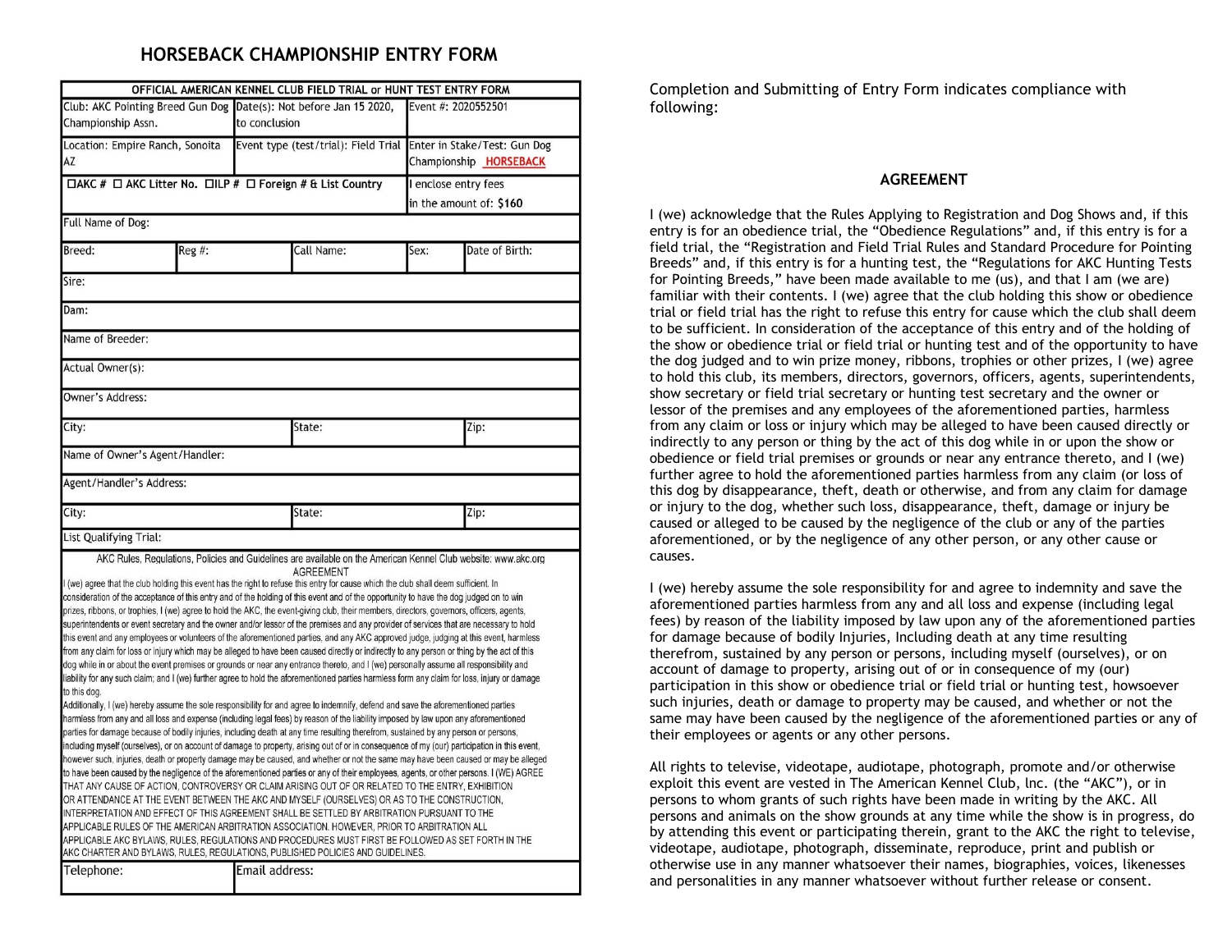# HORSEBACK CHAMPIONSHIP ENTRY FORM

| OFFICIAL AMERICAN KENNEL CLUB FIELD TRIAL or HUNT TEST ENTRY FORM | | | | | |
|---|---|---|---|---|---|
| Club: AKC Pointing Breed Gun Dog Championship Assn. | | Date(s): Not before Jan 15 2020, to conclusion | | Event #: 2020552501 | |
| Location: Empire Ranch, Sonoita AZ | | Event type (test/trial): Field Trial | | Enter in Stake/Test: Gun Dog Championship HORSEBACK | |
| ☐AKC # ☐ AKC Litter No. ☐ILP # ☐ Foreign # & List Country | | | | I enclose entry fees in the amount of: $160 | |
| Full Name of Dog: | | | | | |
| Breed: | Reg #: | | Call Name: | Sex: | Date of Birth: |
| Sire: | | | | | |
| Dam: | | | | | |
| Name of Breeder: | | | | | |
| Actual Owner(s): | | | | | |
| Owner's Address: | | | | | |
| City: | | State: | | Zip: | |
| Name of Owner's Agent/Handler: | | | | | |
| Agent/Handler's Address: | | | | | |
| City: | | State: | | Zip: | |
| List Qualifying Trial: | | | | | |

AKC Rules, Regulations, Policies and Guidelines are available on the American Kennel Club website: www.akc.org

AGREEMENT

I (we) agree that the club holding this event has the right to refuse this entry for cause which the club shall deem sufficient. In consideration of the acceptance of this entry and of the holding of this event and of the opportunity to have the dog judged on to win prizes, ribbons, or trophies, I (we) agree to hold the AKC, the event-giving club, their members, directors, governors, officers, agents, superintendents or event secretary and the owner and/or lessor of the premises and any provider of services that are necessary to hold this event and any employees or volunteers of the aforementioned parties, and any AKC approved judge, judging at this event, harmless from any claim for loss or injury which may be alleged to have been caused directly or indirectly to any person or thing by the act of this dog while in or about the event premises or grounds or near any entrance thereto, and I (we) personally assume all responsibility and liability for any such claim; and I (we) further agree to hold the aforementioned parties harmless form any claim for loss, injury or damage to this dog.

Additionally, I (we) hereby assume the sole responsibility for and agree to indemnify, defend and save the aforementioned parties harmless from any and all loss and expense (including legal fees) by reason of the liability imposed by law upon any of the aforementioned parties for damage because of bodily injuries, including death at any time resulting therefrom, sustained by any person or persons, including myself (ourselves), or on account of damage to property, arising out of or in consequence of my (our) participation in this event, however such, injuries, death or property damage may be caused, and whether or not the same may have been caused or may be alleged to have been caused by the negligence of the aforementioned parties or any of their employees, agents, or other persons. I (WE) AGREE THAT ANY CAUSE OF ACTION, CONTROVERSY OR CLAIM ARISING OUT OF OR RELATED TO THE ENTRY, EXHIBITION OR ATTENDANCE AT THE EVENT BETWEEN THE AKC AND MYSELF (OURSELVES) OR AS TO THE CONSTRUCTION, INTERPRETATION AND EFFECT OF THIS AGREEMENT SHALL BE SETTLED BY ARBITRATION PURSUANT TO THE APPLICABLE RULES OF THE AMERICAN ARBITRATION ASSOCIATION. HOWEVER, PRIOR TO ARBITRATION ALL APPLICABLE AKC BYLAWS, RULES, REGULATIONS AND PROCEDURES MUST FIRST BE FOLLOWED AS SET FORTH IN THE AKC CHARTER AND BYLAWS, RULES, REGULATIONS, PUBLISHED POLICIES AND GUIDELINES.

| | |
|---|---|
| Telephone: | Email address: |

Completion and Submitting of Entry Form indicates compliance with following:

## AGREEMENT

I (we) acknowledge that the Rules Applying to Registration and Dog Shows and, if this entry is for an obedience trial, the "Obedience Regulations" and, if this entry is for a field trial, the "Registration and Field Trial Rules and Standard Procedure for Pointing Breeds" and, if this entry is for a hunting test, the "Regulations for AKC Hunting Tests for Pointing Breeds," have been made available to me (us), and that I am (we are) familiar with their contents. I (we) agree that the club holding this show or obedience trial or field trial has the right to refuse this entry for cause which the club shall deem to be sufficient. In consideration of the acceptance of this entry and of the holding of the show or obedience trial or field trial or hunting test and of the opportunity to have the dog judged and to win prize money, ribbons, trophies or other prizes, I (we) agree to hold this club, its members, directors, governors, officers, agents, superintendents, show secretary or field trial secretary or hunting test secretary and the owner or lessor of the premises and any employees of the aforementioned parties, harmless from any claim or loss or injury which may be alleged to have been caused directly or indirectly to any person or thing by the act of this dog while in or upon the show or obedience or field trial premises or grounds or near any entrance thereto, and I (we) further agree to hold the aforementioned parties harmless from any claim (or loss of this dog by disappearance, theft, death or otherwise, and from any claim for damage or injury to the dog, whether such loss, disappearance, theft, damage or injury be caused or alleged to be caused by the negligence of the club or any of the parties aforementioned, or by the negligence of any other person, or any other cause or causes.

I (we) hereby assume the sole responsibility for and agree to indemnity and save the aforementioned parties harmless from any and all loss and expense (including legal fees) by reason of the liability imposed by law upon any of the aforementioned parties for damage because of bodily Injuries, Including death at any time resulting therefrom, sustained by any person or persons, including myself (ourselves), or on account of damage to property, arising out of or in consequence of my (our) participation in this show or obedience trial or field trial or hunting test, howsoever such injuries, death or damage to property may be caused, and whether or not the same may have been caused by the negligence of the aforementioned parties or any of their employees or agents or any other persons.

All rights to televise, videotape, audiotape, photograph, promote and/or otherwise exploit this event are vested in The American Kennel Club, lnc. (the "AKC"), or in persons to whom grants of such rights have been made in writing by the AKC. All persons and animals on the show grounds at any time while the show is in progress, do by attending this event or participating therein, grant to the AKC the right to televise, videotape, audiotape, photograph, disseminate, reproduce, print and publish or otherwise use in any manner whatsoever their names, biographies, voices, likenesses and personalities in any manner whatsoever without further release or consent.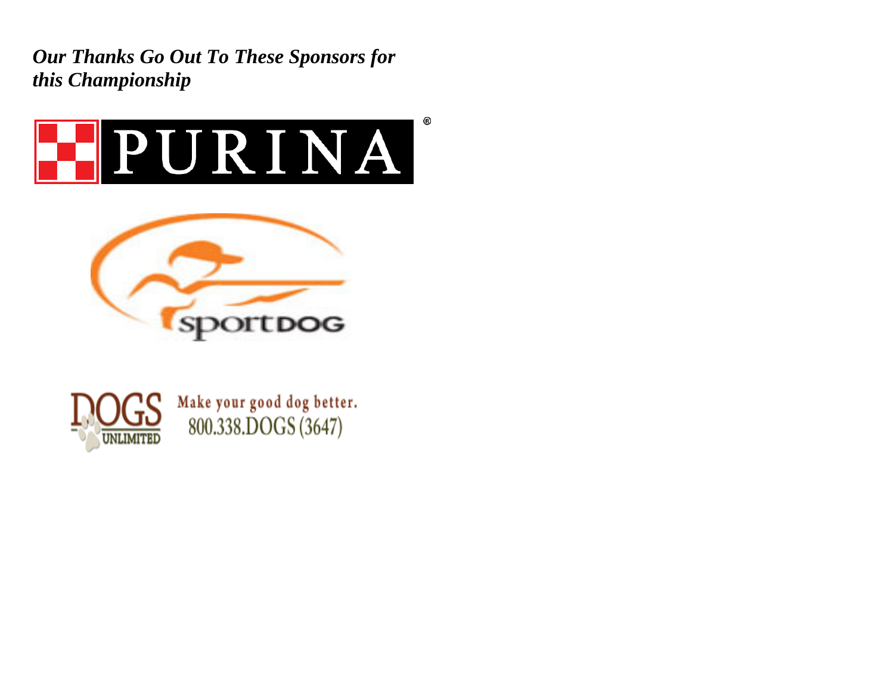***Our Thanks Go Out To These Sponsors for this Championship***

PURINA®

sportDOG

DOGS UNLIMITED Make your good dog better. 800.338.DOGS (3647)